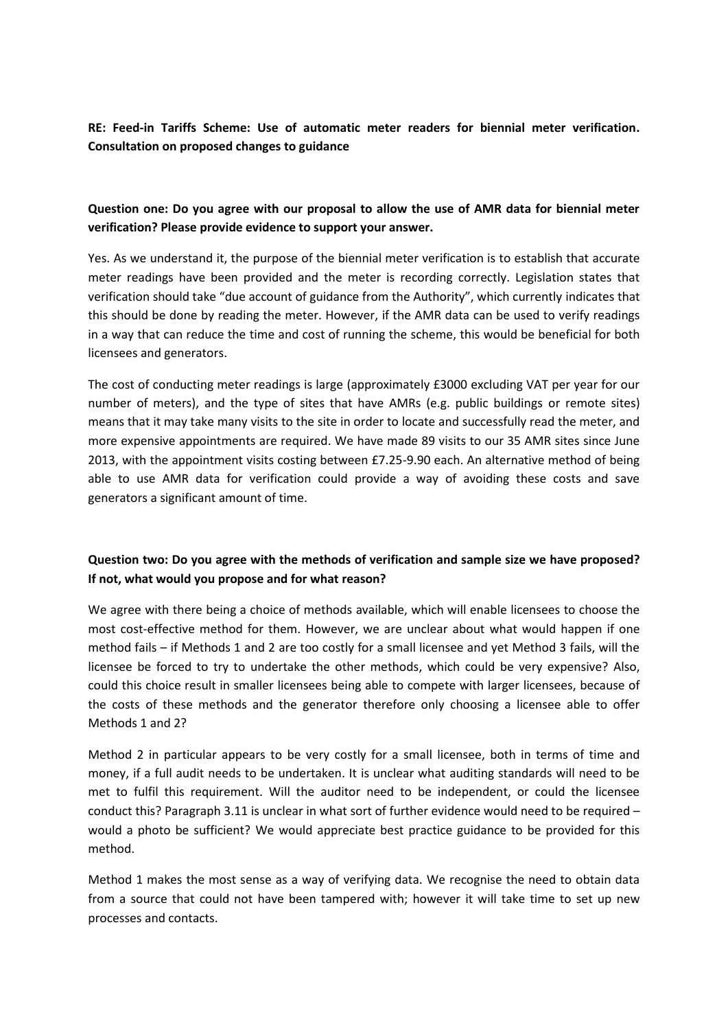**RE: Feed-in Tariffs Scheme: Use of automatic meter readers for biennial meter verification. Consultation on proposed changes to guidance**

**Question one: Do you agree with our proposal to allow the use of AMR data for biennial meter verification? Please provide evidence to support your answer.**

Yes. As we understand it, the purpose of the biennial meter verification is to establish that accurate meter readings have been provided and the meter is recording correctly. Legislation states that verification should take "due account of guidance from the Authority", which currently indicates that this should be done by reading the meter. However, if the AMR data can be used to verify readings in a way that can reduce the time and cost of running the scheme, this would be beneficial for both licensees and generators.

The cost of conducting meter readings is large (approximately £3000 excluding VAT per year for our number of meters), and the type of sites that have AMRs (e.g. public buildings or remote sites) means that it may take many visits to the site in order to locate and successfully read the meter, and more expensive appointments are required. We have made 89 visits to our 35 AMR sites since June 2013, with the appointment visits costing between £7.25-9.90 each. An alternative method of being able to use AMR data for verification could provide a way of avoiding these costs and save generators a significant amount of time.

**Question two: Do you agree with the methods of verification and sample size we have proposed? If not, what would you propose and for what reason?**

We agree with there being a choice of methods available, which will enable licensees to choose the most cost-effective method for them. However, we are unclear about what would happen if one method fails – if Methods 1 and 2 are too costly for a small licensee and yet Method 3 fails, will the licensee be forced to try to undertake the other methods, which could be very expensive? Also, could this choice result in smaller licensees being able to compete with larger licensees, because of the costs of these methods and the generator therefore only choosing a licensee able to offer Methods 1 and 2?

Method 2 in particular appears to be very costly for a small licensee, both in terms of time and money, if a full audit needs to be undertaken. It is unclear what auditing standards will need to be met to fulfil this requirement. Will the auditor need to be independent, or could the licensee conduct this? Paragraph 3.11 is unclear in what sort of further evidence would need to be required – would a photo be sufficient? We would appreciate best practice guidance to be provided for this method.

Method 1 makes the most sense as a way of verifying data. We recognise the need to obtain data from a source that could not have been tampered with; however it will take time to set up new processes and contacts.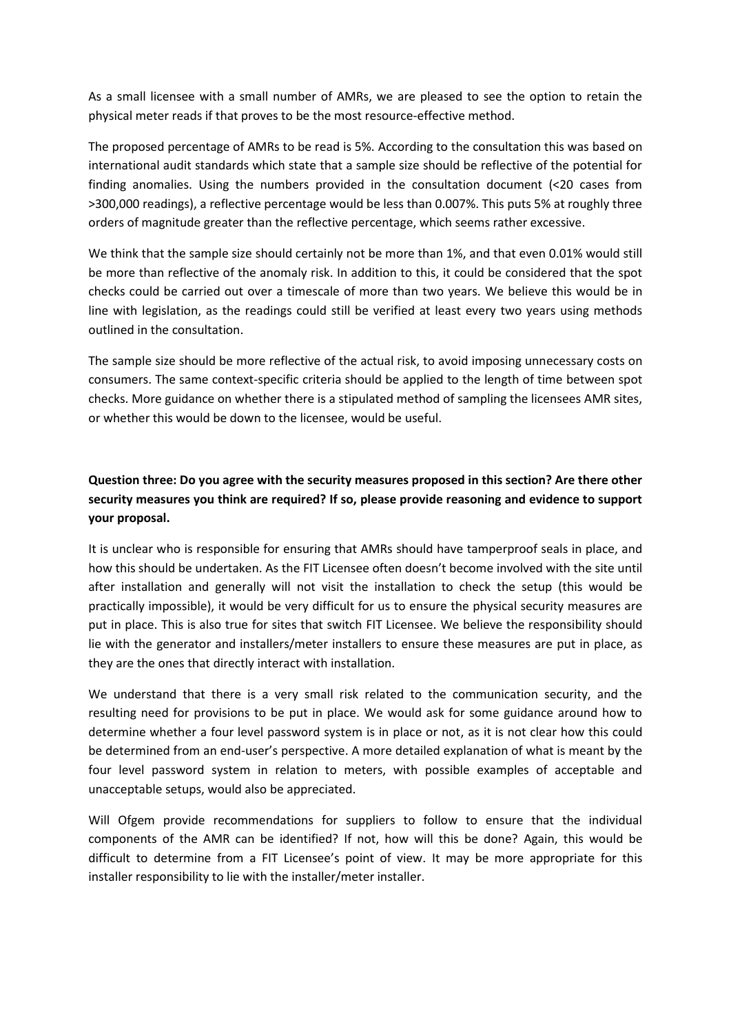As a small licensee with a small number of AMRs, we are pleased to see the option to retain the physical meter reads if that proves to be the most resource-effective method.

The proposed percentage of AMRs to be read is 5%. According to the consultation this was based on international audit standards which state that a sample size should be reflective of the potential for finding anomalies. Using the numbers provided in the consultation document (<20 cases from >300,000 readings), a reflective percentage would be less than 0.007%. This puts 5% at roughly three orders of magnitude greater than the reflective percentage, which seems rather excessive.

We think that the sample size should certainly not be more than 1%, and that even 0.01% would still be more than reflective of the anomaly risk. In addition to this, it could be considered that the spot checks could be carried out over a timescale of more than two years. We believe this would be in line with legislation, as the readings could still be verified at least every two years using methods outlined in the consultation.

The sample size should be more reflective of the actual risk, to avoid imposing unnecessary costs on consumers. The same context-specific criteria should be applied to the length of time between spot checks. More guidance on whether there is a stipulated method of sampling the licensees AMR sites, or whether this would be down to the licensee, would be useful.

**Question three: Do you agree with the security measures proposed in this section? Are there other security measures you think are required? If so, please provide reasoning and evidence to support your proposal.**

It is unclear who is responsible for ensuring that AMRs should have tamperproof seals in place, and how this should be undertaken. As the FIT Licensee often doesn't become involved with the site until after installation and generally will not visit the installation to check the setup (this would be practically impossible), it would be very difficult for us to ensure the physical security measures are put in place. This is also true for sites that switch FIT Licensee. We believe the responsibility should lie with the generator and installers/meter installers to ensure these measures are put in place, as they are the ones that directly interact with installation.

We understand that there is a very small risk related to the communication security, and the resulting need for provisions to be put in place. We would ask for some guidance around how to determine whether a four level password system is in place or not, as it is not clear how this could be determined from an end-user's perspective. A more detailed explanation of what is meant by the four level password system in relation to meters, with possible examples of acceptable and unacceptable setups, would also be appreciated.

Will Ofgem provide recommendations for suppliers to follow to ensure that the individual components of the AMR can be identified? If not, how will this be done? Again, this would be difficult to determine from a FIT Licensee's point of view. It may be more appropriate for this installer responsibility to lie with the installer/meter installer.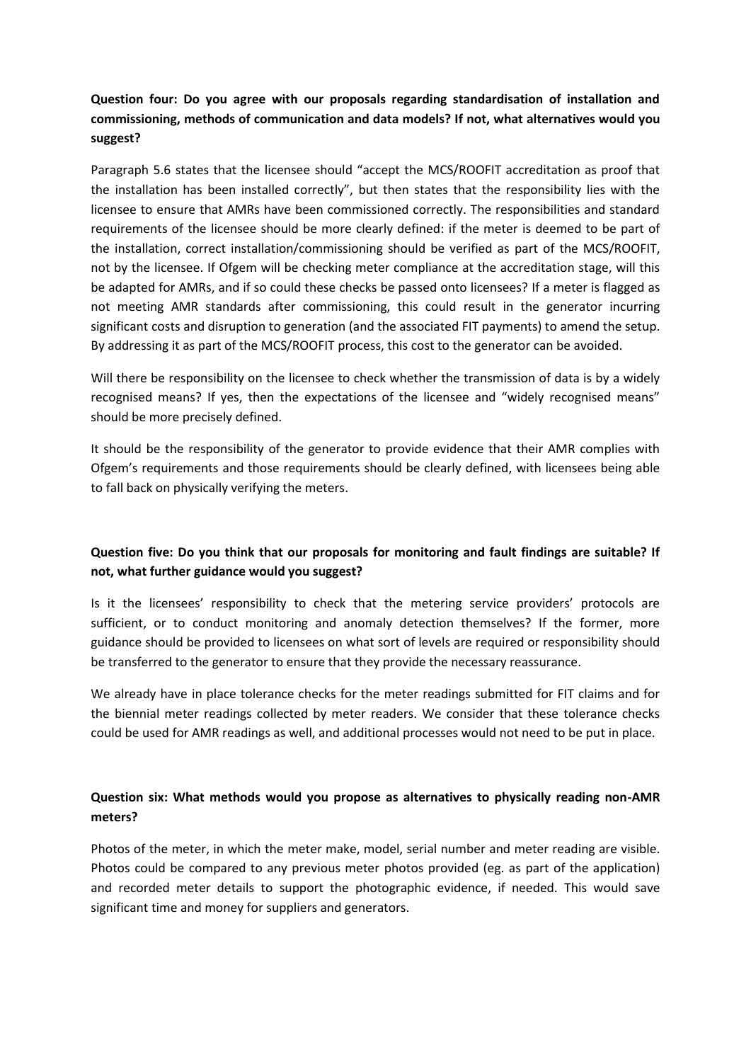**Question four: Do you agree with our proposals regarding standardisation of installation and commissioning, methods of communication and data models? If not, what alternatives would you suggest?**

Paragraph 5.6 states that the licensee should "accept the MCS/ROOFIT accreditation as proof that the installation has been installed correctly", but then states that the responsibility lies with the licensee to ensure that AMRs have been commissioned correctly. The responsibilities and standard requirements of the licensee should be more clearly defined: if the meter is deemed to be part of the installation, correct installation/commissioning should be verified as part of the MCS/ROOFIT, not by the licensee. If Ofgem will be checking meter compliance at the accreditation stage, will this be adapted for AMRs, and if so could these checks be passed onto licensees? If a meter is flagged as not meeting AMR standards after commissioning, this could result in the generator incurring significant costs and disruption to generation (and the associated FIT payments) to amend the setup. By addressing it as part of the MCS/ROOFIT process, this cost to the generator can be avoided.

Will there be responsibility on the licensee to check whether the transmission of data is by a widely recognised means? If yes, then the expectations of the licensee and "widely recognised means" should be more precisely defined.

It should be the responsibility of the generator to provide evidence that their AMR complies with Ofgem's requirements and those requirements should be clearly defined, with licensees being able to fall back on physically verifying the meters.

**Question five: Do you think that our proposals for monitoring and fault findings are suitable? If not, what further guidance would you suggest?**

Is it the licensees' responsibility to check that the metering service providers' protocols are sufficient, or to conduct monitoring and anomaly detection themselves? If the former, more guidance should be provided to licensees on what sort of levels are required or responsibility should be transferred to the generator to ensure that they provide the necessary reassurance.

We already have in place tolerance checks for the meter readings submitted for FIT claims and for the biennial meter readings collected by meter readers. We consider that these tolerance checks could be used for AMR readings as well, and additional processes would not need to be put in place.

**Question six: What methods would you propose as alternatives to physically reading non-AMR meters?**

Photos of the meter, in which the meter make, model, serial number and meter reading are visible. Photos could be compared to any previous meter photos provided (eg. as part of the application) and recorded meter details to support the photographic evidence, if needed. This would save significant time and money for suppliers and generators.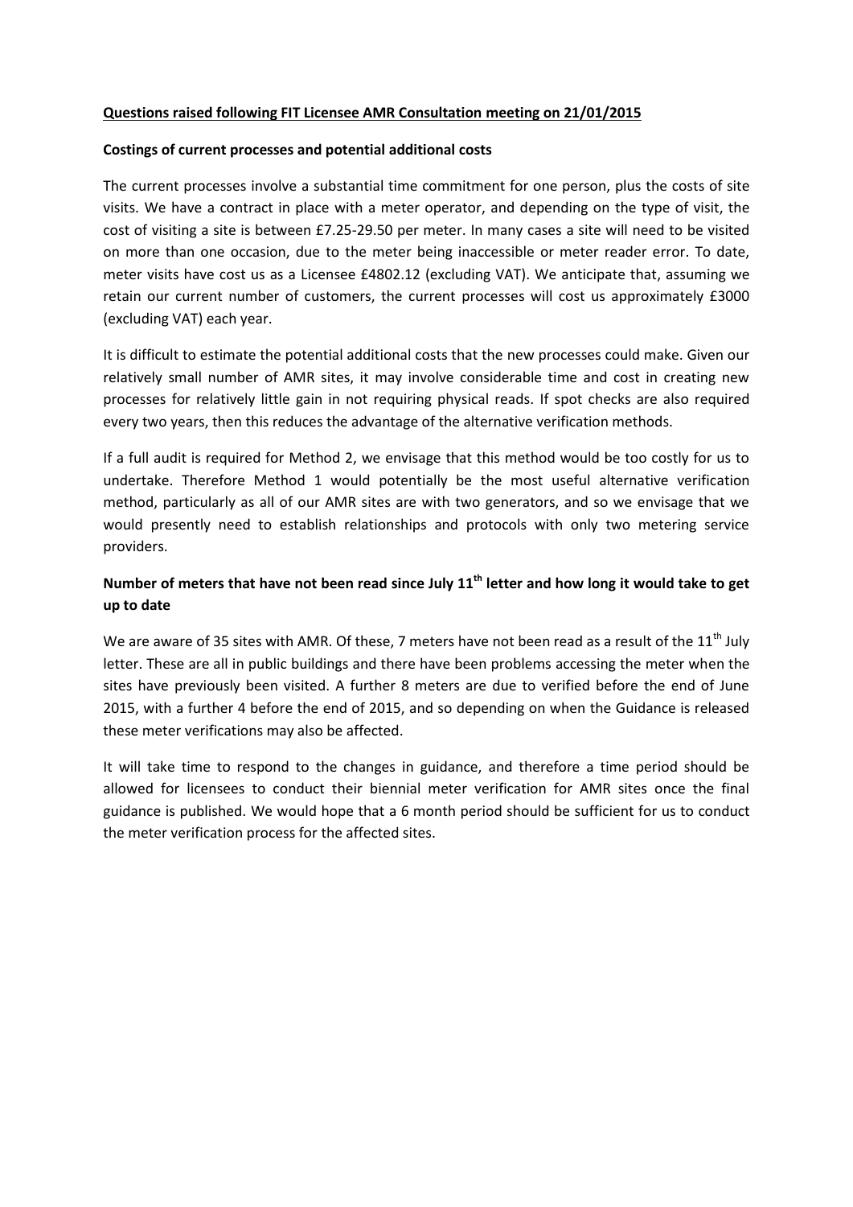**Questions raised following FIT Licensee AMR Consultation meeting on 21/01/2015**

**Costings of current processes and potential additional costs**

The current processes involve a substantial time commitment for one person, plus the costs of site visits. We have a contract in place with a meter operator, and depending on the type of visit, the cost of visiting a site is between £7.25-29.50 per meter. In many cases a site will need to be visited on more than one occasion, due to the meter being inaccessible or meter reader error. To date, meter visits have cost us as a Licensee £4802.12 (excluding VAT). We anticipate that, assuming we retain our current number of customers, the current processes will cost us approximately £3000 (excluding VAT) each year.

It is difficult to estimate the potential additional costs that the new processes could make. Given our relatively small number of AMR sites, it may involve considerable time and cost in creating new processes for relatively little gain in not requiring physical reads. If spot checks are also required every two years, then this reduces the advantage of the alternative verification methods.

If a full audit is required for Method 2, we envisage that this method would be too costly for us to undertake. Therefore Method 1 would potentially be the most useful alternative verification method, particularly as all of our AMR sites are with two generators, and so we envisage that we would presently need to establish relationships and protocols with only two metering service providers.

**Number of meters that have not been read since July 11th letter and how long it would take to get up to date**

We are aware of 35 sites with AMR. Of these, 7 meters have not been read as a result of the 11th July letter. These are all in public buildings and there have been problems accessing the meter when the sites have previously been visited. A further 8 meters are due to verified before the end of June 2015, with a further 4 before the end of 2015, and so depending on when the Guidance is released these meter verifications may also be affected.

It will take time to respond to the changes in guidance, and therefore a time period should be allowed for licensees to conduct their biennial meter verification for AMR sites once the final guidance is published. We would hope that a 6 month period should be sufficient for us to conduct the meter verification process for the affected sites.